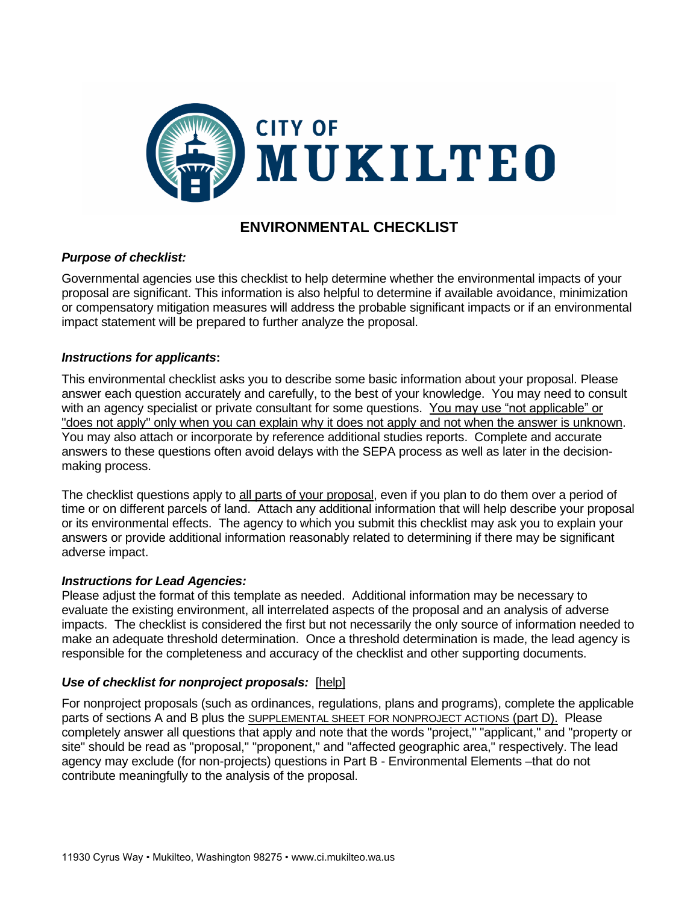# CITY OF MUKILTEO

## ENVIRONMENTAL CHECKLIST

### *Purpose of checklist:*

Governmental agencies use this checklist to help determine whether the environmental impacts of your proposal are significant. This information is also helpful to determine if available avoidance, minimization or compensatory mitigation measures will address the probable significant impacts or if an environmental impact statement will be prepared to further analyze the proposal.

### *Instructions for applicants***:**

This environmental checklist asks you to describe some basic information about your proposal. Please answer each question accurately and carefully, to the best of your knowledge. You may need to consult with an agency specialist or private consultant for some questions. You may use "not applicable" or "does not apply" only when you can explain why it does not apply and not when the answer is unknown. You may also attach or incorporate by reference additional studies reports. Complete and accurate answers to these questions often avoid delays with the SEPA process as well as later in the decision-making process.

The checklist questions apply to all parts of your proposal, even if you plan to do them over a period of time or on different parcels of land. Attach any additional information that will help describe your proposal or its environmental effects. The agency to which you submit this checklist may ask you to explain your answers or provide additional information reasonably related to determining if there may be significant adverse impact.

### *Instructions for Lead Agencies:*

Please adjust the format of this template as needed. Additional information may be necessary to evaluate the existing environment, all interrelated aspects of the proposal and an analysis of adverse impacts. The checklist is considered the first but not necessarily the only source of information needed to make an adequate threshold determination. Once a threshold determination is made, the lead agency is responsible for the completeness and accuracy of the checklist and other supporting documents.

### *Use of checklist for nonproject proposals:* [help]

For nonproject proposals (such as ordinances, regulations, plans and programs), complete the applicable parts of sections A and B plus the SUPPLEMENTAL SHEET FOR NONPROJECT ACTIONS (part D). Please completely answer all questions that apply and note that the words "project," "applicant," and "property or site" should be read as "proposal," "proponent," and "affected geographic area," respectively. The lead agency may exclude (for non-projects) questions in Part B - Environmental Elements –that do not contribute meaningfully to the analysis of the proposal.

11930 Cyrus Way • Mukilteo, Washington 98275 • www.ci.mukilteo.wa.us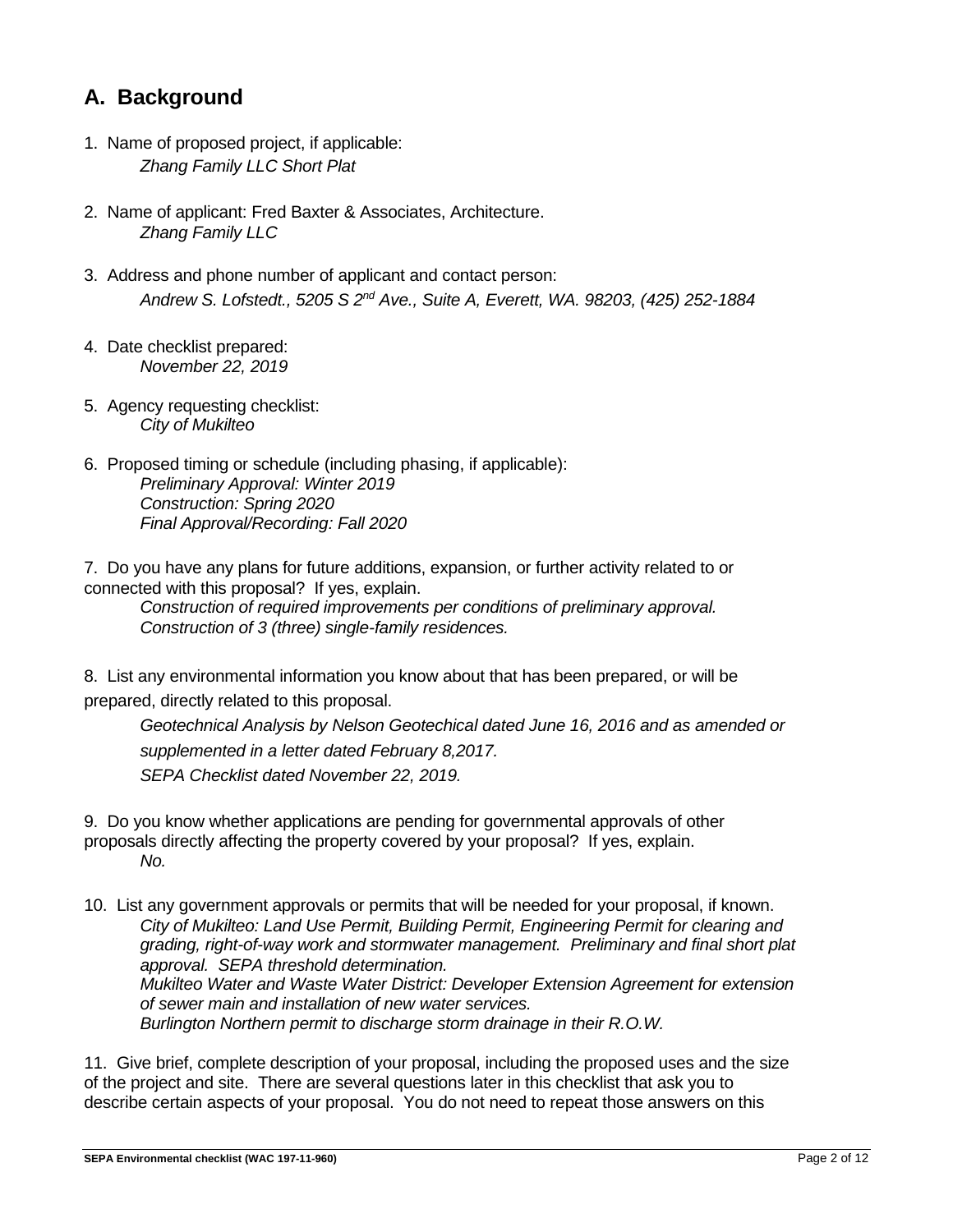## A. Background

1. Name of proposed project, if applicable:
   *Zhang Family LLC Short Plat*

2. Name of applicant: Fred Baxter & Associates, Architecture.
   *Zhang Family LLC*

3. Address and phone number of applicant and contact person:
   *Andrew S. Lofstedt., 5205 S 2nd Ave., Suite A, Everett, WA. 98203, (425) 252-1884*

4. Date checklist prepared:
   *November 22, 2019*

5. Agency requesting checklist:
   *City of Mukilteo*

6. Proposed timing or schedule (including phasing, if applicable):
   *Preliminary Approval: Winter 2019*
   *Construction: Spring 2020*
   *Final Approval/Recording: Fall 2020*

7. Do you have any plans for future additions, expansion, or further activity related to or connected with this proposal? If yes, explain.
   *Construction of required improvements per conditions of preliminary approval.*
   *Construction of 3 (three) single-family residences.*

8. List any environmental information you know about that has been prepared, or will be prepared, directly related to this proposal.
   *Geotechnical Analysis by Nelson Geotechical dated June 16, 2016 and as amended or supplemented in a letter dated February 8,2017.*
   *SEPA Checklist dated November 22, 2019.*

9. Do you know whether applications are pending for governmental approvals of other proposals directly affecting the property covered by your proposal? If yes, explain.
   *No.*

10. List any government approvals or permits that will be needed for your proposal, if known.
    *City of Mukilteo: Land Use Permit, Building Permit, Engineering Permit for clearing and grading, right-of-way work and stormwater management. Preliminary and final short plat approval. SEPA threshold determination.*
    *Mukilteo Water and Waste Water District: Developer Extension Agreement for extension of sewer main and installation of new water services.*
    *Burlington Northern permit to discharge storm drainage in their R.O.W.*

11. Give brief, complete description of your proposal, including the proposed uses and the size of the project and site. There are several questions later in this checklist that ask you to describe certain aspects of your proposal. You do not need to repeat those answers on this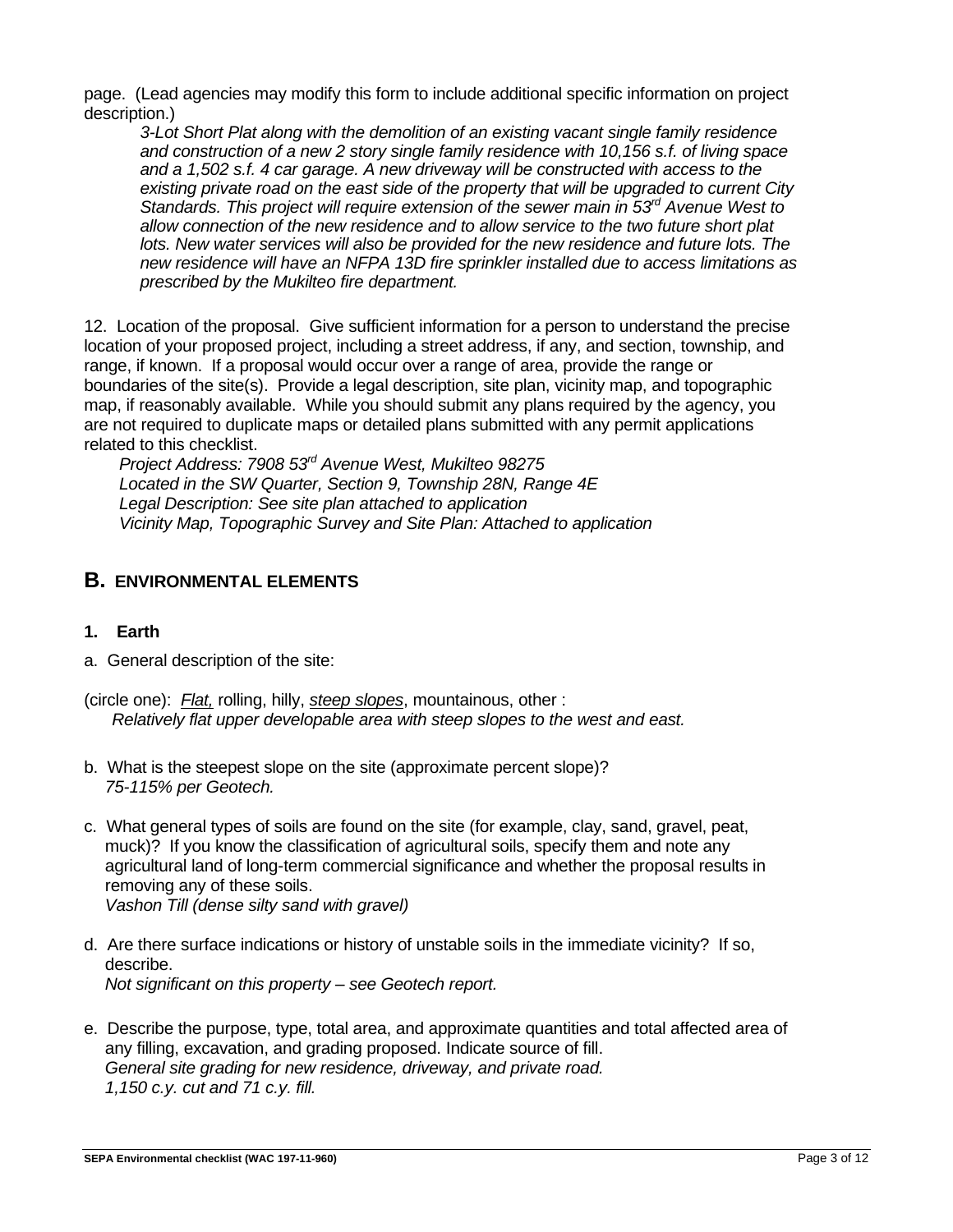page. (Lead agencies may modify this form to include additional specific information on project description.)

*3-Lot Short Plat along with the demolition of an existing vacant single family residence and construction of a new 2 story single family residence with 10,156 s.f. of living space and a 1,502 s.f. 4 car garage. A new driveway will be constructed with access to the existing private road on the east side of the property that will be upgraded to current City Standards. This project will require extension of the sewer main in 53rd Avenue West to allow connection of the new residence and to allow service to the two future short plat lots. New water services will also be provided for the new residence and future lots. The new residence will have an NFPA 13D fire sprinkler installed due to access limitations as prescribed by the Mukilteo fire department.*

12. Location of the proposal. Give sufficient information for a person to understand the precise location of your proposed project, including a street address, if any, and section, township, and range, if known. If a proposal would occur over a range of area, provide the range or boundaries of the site(s). Provide a legal description, site plan, vicinity map, and topographic map, if reasonably available. While you should submit any plans required by the agency, you are not required to duplicate maps or detailed plans submitted with any permit applications related to this checklist.

*Project Address: 7908 53rd Avenue West, Mukilteo 98275*
*Located in the SW Quarter, Section 9, Township 28N, Range 4E*
*Legal Description: See site plan attached to application*
*Vicinity Map, Topographic Survey and Site Plan: Attached to application*

## B. ENVIRONMENTAL ELEMENTS

### 1. Earth

a. General description of the site:

(circle one): *Flat,* rolling, hilly, *steep slopes*, mountainous, other :
*Relatively flat upper developable area with steep slopes to the west and east.*

b. What is the steepest slope on the site (approximate percent slope)?
*75-115% per Geotech.*

c. What general types of soils are found on the site (for example, clay, sand, gravel, peat, muck)? If you know the classification of agricultural soils, specify them and note any agricultural land of long-term commercial significance and whether the proposal results in removing any of these soils.
*Vashon Till (dense silty sand with gravel)*

d. Are there surface indications or history of unstable soils in the immediate vicinity? If so, describe.
*Not significant on this property – see Geotech report.*

e. Describe the purpose, type, total area, and approximate quantities and total affected area of any filling, excavation, and grading proposed. Indicate source of fill.
*General site grading for new residence, driveway, and private road.*
*1,150 c.y. cut and 71 c.y. fill.*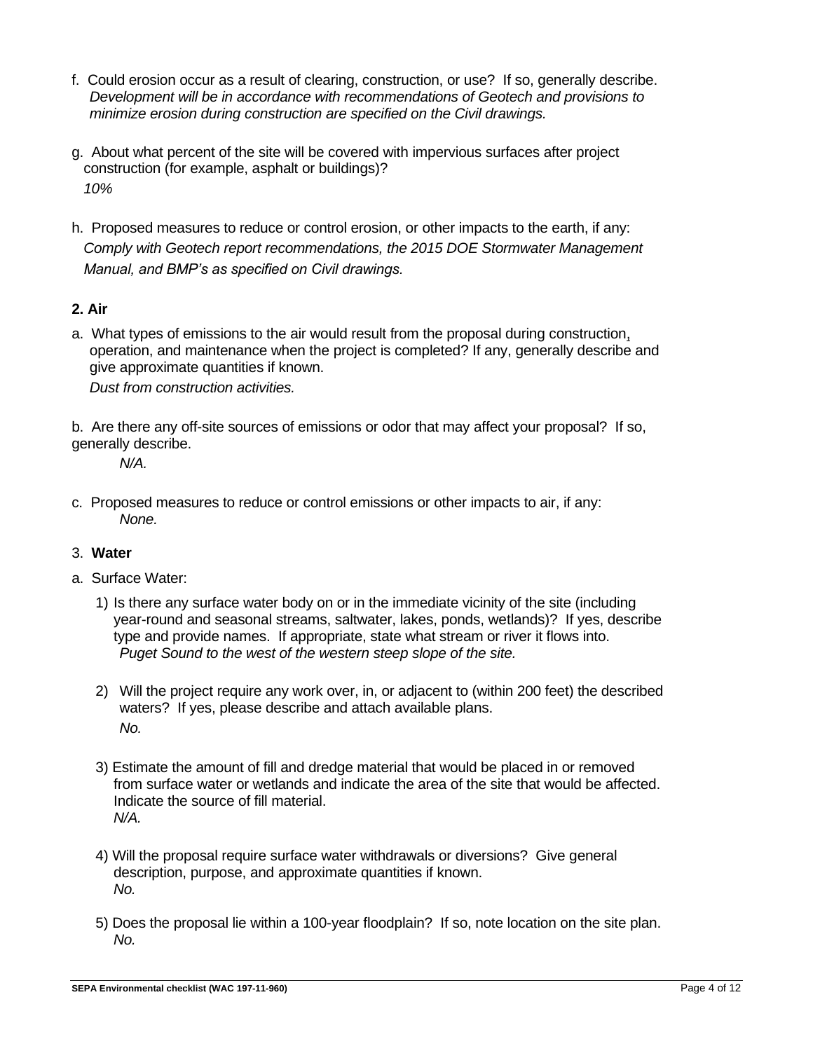f. Could erosion occur as a result of clearing, construction, or use? If so, generally describe.
*Development will be in accordance with recommendations of Geotech and provisions to minimize erosion during construction are specified on the Civil drawings.*

g. About what percent of the site will be covered with impervious surfaces after project construction (for example, asphalt or buildings)?
*10%*

h. Proposed measures to reduce or control erosion, or other impacts to the earth, if any:
*Comply with Geotech report recommendations, the 2015 DOE Stormwater Management Manual, and BMP's as specified on Civil drawings.*

**2. Air**

a. What types of emissions to the air would result from the proposal during construction, operation, and maintenance when the project is completed? If any, generally describe and give approximate quantities if known.
*Dust from construction activities.*

b. Are there any off-site sources of emissions or odor that may affect your proposal? If so, generally describe.
*N/A.*

c. Proposed measures to reduce or control emissions or other impacts to air, if any:
*None.*

3. **Water**

a. Surface Water:

1) Is there any surface water body on or in the immediate vicinity of the site (including year-round and seasonal streams, saltwater, lakes, ponds, wetlands)? If yes, describe type and provide names. If appropriate, state what stream or river it flows into.
*Puget Sound to the west of the western steep slope of the site.*

2) Will the project require any work over, in, or adjacent to (within 200 feet) the described waters? If yes, please describe and attach available plans.
*No.*

3) Estimate the amount of fill and dredge material that would be placed in or removed from surface water or wetlands and indicate the area of the site that would be affected. Indicate the source of fill material.
*N/A.*

4) Will the proposal require surface water withdrawals or diversions? Give general description, purpose, and approximate quantities if known.
*No.*

5) Does the proposal lie within a 100-year floodplain? If so, note location on the site plan.
*No.*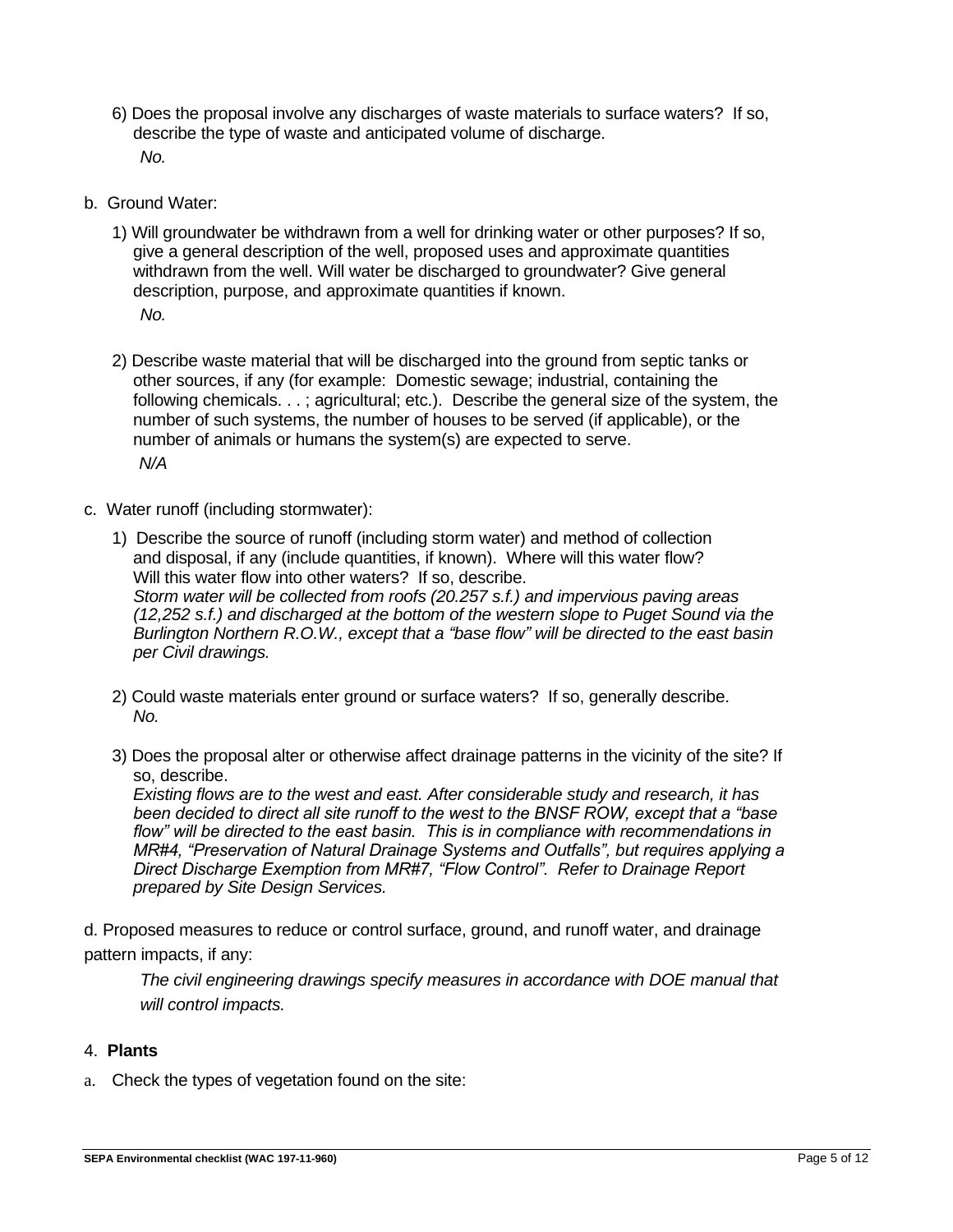6) Does the proposal involve any discharges of waste materials to surface waters? If so, describe the type of waste and anticipated volume of discharge.

   *No.*

b. Ground Water:

1) Will groundwater be withdrawn from a well for drinking water or other purposes? If so, give a general description of the well, proposed uses and approximate quantities withdrawn from the well. Will water be discharged to groundwater? Give general description, purpose, and approximate quantities if known.

   *No.*

2) Describe waste material that will be discharged into the ground from septic tanks or other sources, if any (for example: Domestic sewage; industrial, containing the following chemicals. . . ; agricultural; etc.). Describe the general size of the system, the number of such systems, the number of houses to be served (if applicable), or the number of animals or humans the system(s) are expected to serve.

   *N/A*

c. Water runoff (including stormwater):

1) Describe the source of runoff (including storm water) and method of collection and disposal, if any (include quantities, if known). Where will this water flow? Will this water flow into other waters? If so, describe.
   *Storm water will be collected from roofs (20.257 s.f.) and impervious paving areas (12,252 s.f.) and discharged at the bottom of the western slope to Puget Sound via the Burlington Northern R.O.W., except that a "base flow" will be directed to the east basin per Civil drawings.*

2) Could waste materials enter ground or surface waters? If so, generally describe.
   *No.*

3) Does the proposal alter or otherwise affect drainage patterns in the vicinity of the site? If so, describe.
   *Existing flows are to the west and east. After considerable study and research, it has been decided to direct all site runoff to the west to the BNSF ROW, except that a "base flow" will be directed to the east basin. This is in compliance with recommendations in MR#4, "Preservation of Natural Drainage Systems and Outfalls", but requires applying a Direct Discharge Exemption from MR#7, "Flow Control". Refer to Drainage Report prepared by Site Design Services.*

d. Proposed measures to reduce or control surface, ground, and runoff water, and drainage pattern impacts, if any:

   *The civil engineering drawings specify measures in accordance with DOE manual that will control impacts.*

4. **Plants**

a. Check the types of vegetation found on the site: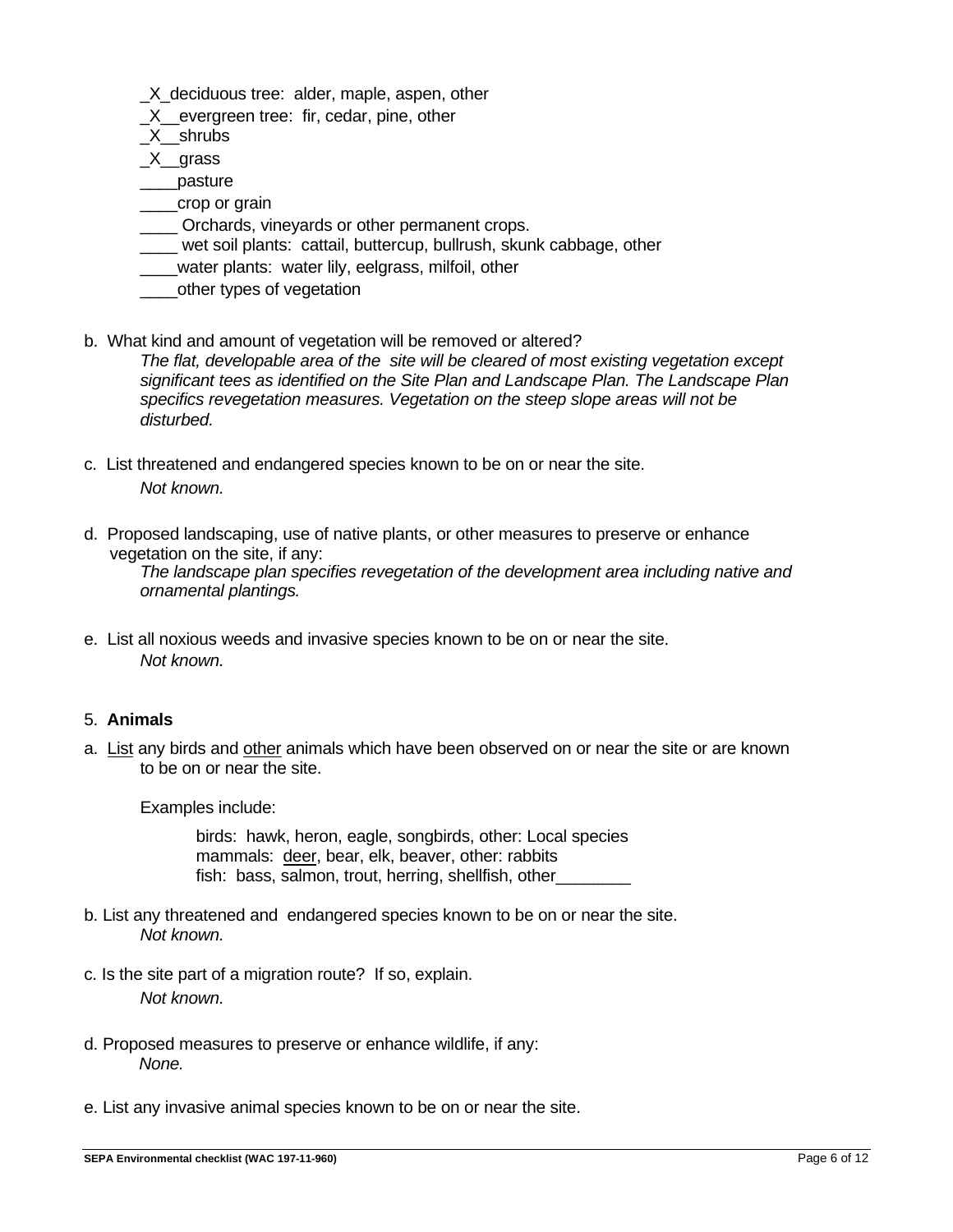_X_deciduous tree:  alder, maple, aspen, other
_X__evergreen tree:  fir, cedar, pine, other
_X__shrubs
_X__grass
____pasture
____crop or grain
____ Orchards, vineyards or other permanent crops.
____ wet soil plants:  cattail, buttercup, bullrush, skunk cabbage, other
____water plants:  water lily, eelgrass, milfoil, other
____other types of vegetation

b.  What kind and amount of vegetation will be removed or altered?
*The flat, developable area of the  site will be cleared of most existing vegetation except significant tees as identified on the Site Plan and Landscape Plan. The Landscape Plan specifics revegetation measures. Vegetation on the steep slope areas will not be disturbed.*

c.  List threatened and endangered species known to be on or near the site.
*Not known.*

d.  Proposed landscaping, use of native plants, or other measures to preserve or enhance vegetation on the site, if any:
*The landscape plan specifies revegetation of the development area including native and ornamental plantings.*

e.  List all noxious weeds and invasive species known to be on or near the site.
*Not known.*

5. **Animals**

a.  List any birds and other animals which have been observed on or near the site or are known to be on or near the site.

Examples include:

birds:  hawk, heron, eagle, songbirds, other: Local species
mammals:  deer, bear, elk, beaver, other: rabbits
fish:  bass, salmon, trout, herring, shellfish, other________

b. List any threatened and  endangered species known to be on or near the site.
*Not known.*

c. Is the site part of a migration route?  If so, explain.
*Not known.*

d. Proposed measures to preserve or enhance wildlife, if any:
*None.*

e. List any invasive animal species known to be on or near the site.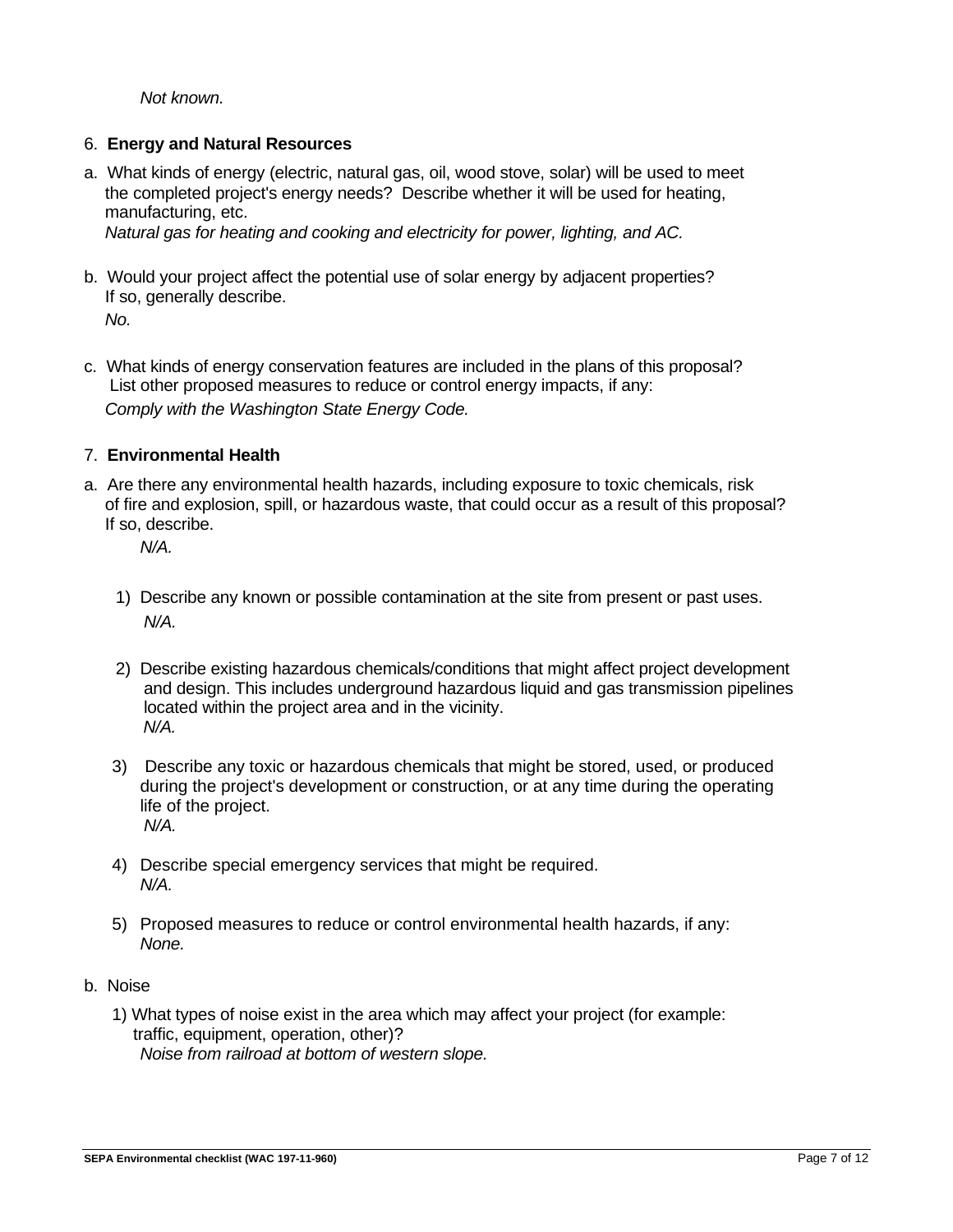*Not known.*

6. **Energy and Natural Resources**

a. What kinds of energy (electric, natural gas, oil, wood stove, solar) will be used to meet the completed project's energy needs? Describe whether it will be used for heating, manufacturing, etc.
   *Natural gas for heating and cooking and electricity for power, lighting, and AC.*

b. Would your project affect the potential use of solar energy by adjacent properties? If so, generally describe.
   *No.*

c. What kinds of energy conservation features are included in the plans of this proposal? List other proposed measures to reduce or control energy impacts, if any:
   *Comply with the Washington State Energy Code.*

7. **Environmental Health**

a. Are there any environmental health hazards, including exposure to toxic chemicals, risk of fire and explosion, spill, or hazardous waste, that could occur as a result of this proposal? If so, describe.
   *N/A.*

   1) Describe any known or possible contamination at the site from present or past uses.
      *N/A.*

   2) Describe existing hazardous chemicals/conditions that might affect project development and design. This includes underground hazardous liquid and gas transmission pipelines located within the project area and in the vicinity.
      *N/A.*

   3) Describe any toxic or hazardous chemicals that might be stored, used, or produced during the project's development or construction, or at any time during the operating life of the project.
      *N/A.*

   4) Describe special emergency services that might be required.
      *N/A.*

   5) Proposed measures to reduce or control environmental health hazards, if any:
      *None.*

b. Noise

   1) What types of noise exist in the area which may affect your project (for example: traffic, equipment, operation, other)?
      *Noise from railroad at bottom of western slope.*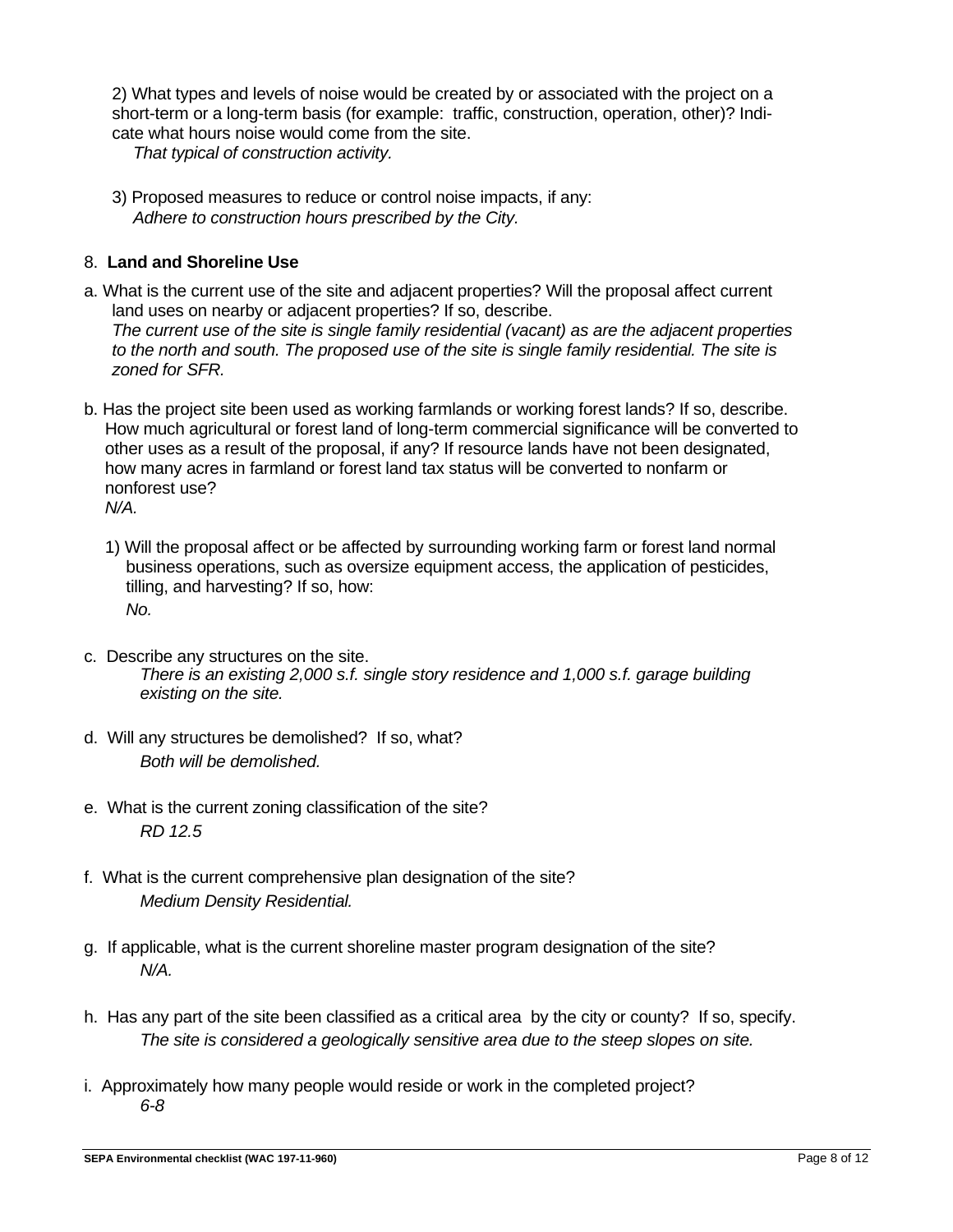2) What types and levels of noise would be created by or associated with the project on a short-term or a long-term basis (for example: traffic, construction, operation, other)? Indicate what hours noise would come from the site.

*That typical of construction activity.*

3) Proposed measures to reduce or control noise impacts, if any:

*Adhere to construction hours prescribed by the City.*

8. **Land and Shoreline Use**

a. What is the current use of the site and adjacent properties? Will the proposal affect current land uses on nearby or adjacent properties? If so, describe.

*The current use of the site is single family residential (vacant) as are the adjacent properties to the north and south. The proposed use of the site is single family residential. The site is zoned for SFR.*

b. Has the project site been used as working farmlands or working forest lands? If so, describe. How much agricultural or forest land of long-term commercial significance will be converted to other uses as a result of the proposal, if any? If resource lands have not been designated, how many acres in farmland or forest land tax status will be converted to nonfarm or nonforest use?

*N/A.*

1) Will the proposal affect or be affected by surrounding working farm or forest land normal business operations, such as oversize equipment access, the application of pesticides, tilling, and harvesting? If so, how:

*No.*

c. Describe any structures on the site.

*There is an existing 2,000 s.f. single story residence and 1,000 s.f. garage building existing on the site.*

d. Will any structures be demolished? If so, what?

*Both will be demolished.*

e. What is the current zoning classification of the site?

*RD 12.5*

f. What is the current comprehensive plan designation of the site?

*Medium Density Residential.*

g. If applicable, what is the current shoreline master program designation of the site?

*N/A.*

h. Has any part of the site been classified as a critical area by the city or county? If so, specify.

*The site is considered a geologically sensitive area due to the steep slopes on site.*

i. Approximately how many people would reside or work in the completed project?

*6-8*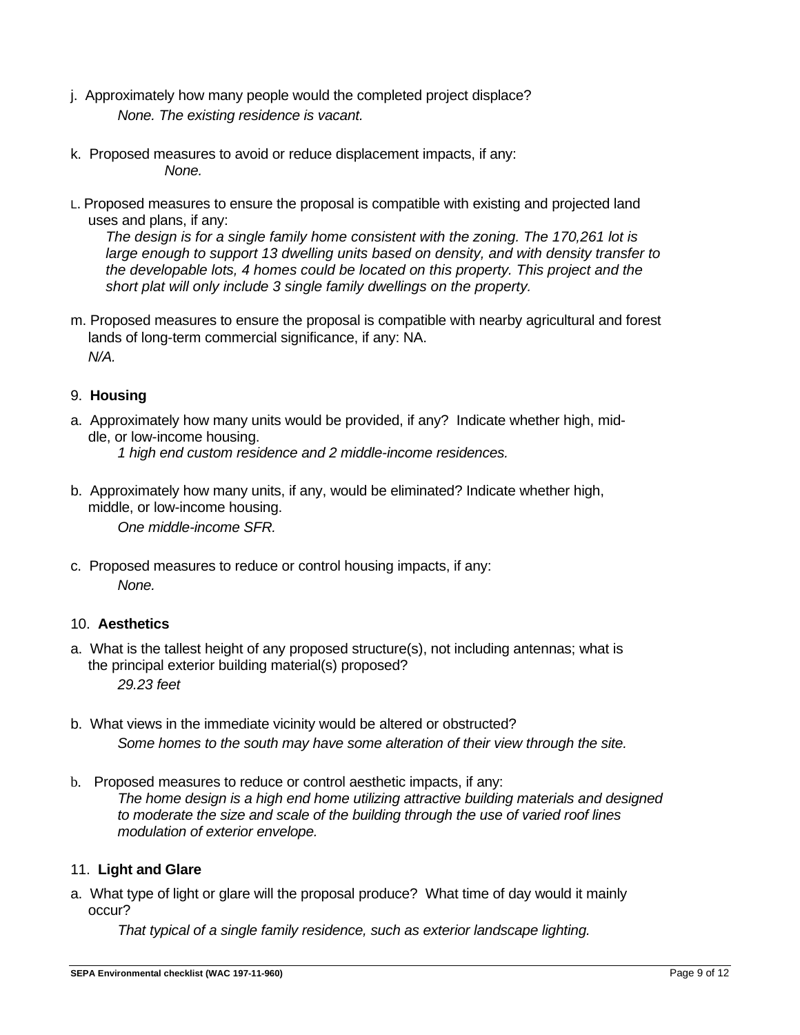j. Approximately how many people would the completed project displace?

*None. The existing residence is vacant.*

k. Proposed measures to avoid or reduce displacement impacts, if any:

*None.*

L. Proposed measures to ensure the proposal is compatible with existing and projected land uses and plans, if any:

*The design is for a single family home consistent with the zoning. The 170,261 lot is large enough to support 13 dwelling units based on density, and with density transfer to the developable lots, 4 homes could be located on this property. This project and the short plat will only include 3 single family dwellings on the property.*

m. Proposed measures to ensure the proposal is compatible with nearby agricultural and forest lands of long-term commercial significance, if any: NA.

*N/A.*

## 9. **Housing**

a. Approximately how many units would be provided, if any? Indicate whether high, middle, or low-income housing.

*1 high end custom residence and 2 middle-income residences.*

b. Approximately how many units, if any, would be eliminated? Indicate whether high, middle, or low-income housing.

*One middle-income SFR.*

c. Proposed measures to reduce or control housing impacts, if any:

*None.*

## 10. **Aesthetics**

a. What is the tallest height of any proposed structure(s), not including antennas; what is the principal exterior building material(s) proposed?

*29.23 feet*

b. What views in the immediate vicinity would be altered or obstructed?

*Some homes to the south may have some alteration of their view through the site.*

b. Proposed measures to reduce or control aesthetic impacts, if any:

*The home design is a high end home utilizing attractive building materials and designed to moderate the size and scale of the building through the use of varied roof lines modulation of exterior envelope.*

## 11. **Light and Glare**

a. What type of light or glare will the proposal produce? What time of day would it mainly occur?

*That typical of a single family residence, such as exterior landscape lighting.*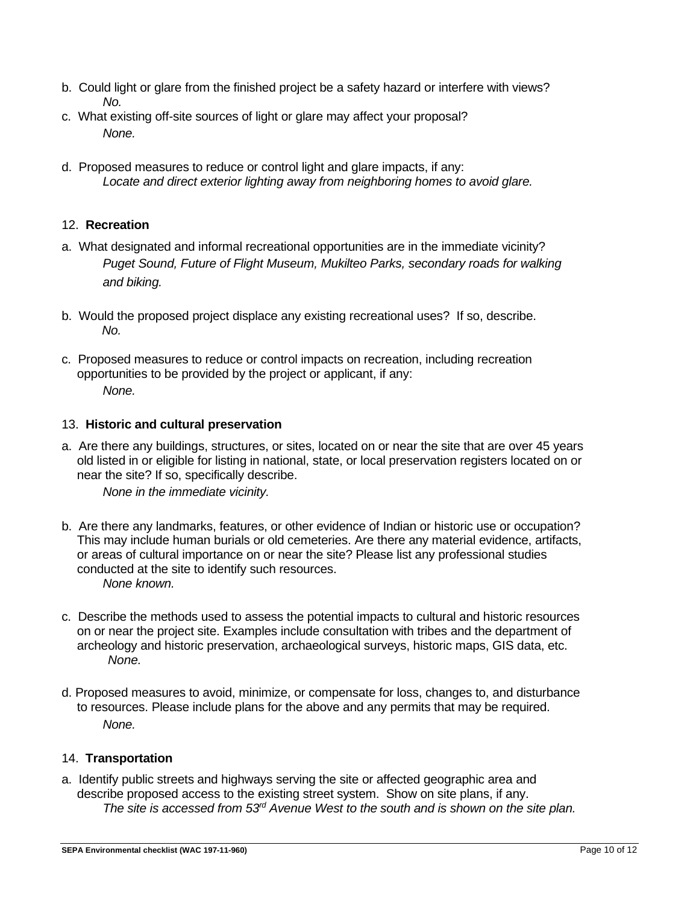b. Could light or glare from the finished project be a safety hazard or interfere with views?

*No.*

c. What existing off-site sources of light or glare may affect your proposal?

*None.*

d. Proposed measures to reduce or control light and glare impacts, if any:

*Locate and direct exterior lighting away from neighboring homes to avoid glare.*

12. **Recreation**

a. What designated and informal recreational opportunities are in the immediate vicinity?

*Puget Sound, Future of Flight Museum, Mukilteo Parks, secondary roads for walking and biking.*

b. Would the proposed project displace any existing recreational uses? If so, describe.

*No.*

c. Proposed measures to reduce or control impacts on recreation, including recreation opportunities to be provided by the project or applicant, if any:

*None.*

13. **Historic and cultural preservation**

a. Are there any buildings, structures, or sites, located on or near the site that are over 45 years old listed in or eligible for listing in national, state, or local preservation registers located on or near the site? If so, specifically describe.

*None in the immediate vicinity.*

b. Are there any landmarks, features, or other evidence of Indian or historic use or occupation? This may include human burials or old cemeteries. Are there any material evidence, artifacts, or areas of cultural importance on or near the site? Please list any professional studies conducted at the site to identify such resources.

*None known.*

c. Describe the methods used to assess the potential impacts to cultural and historic resources on or near the project site. Examples include consultation with tribes and the department of archeology and historic preservation, archaeological surveys, historic maps, GIS data, etc.

*None.*

d. Proposed measures to avoid, minimize, or compensate for loss, changes to, and disturbance to resources. Please include plans for the above and any permits that may be required.

*None.*

14. **Transportation**

a. Identify public streets and highways serving the site or affected geographic area and describe proposed access to the existing street system. Show on site plans, if any.

*The site is accessed from 53rd Avenue West to the south and is shown on the site plan.*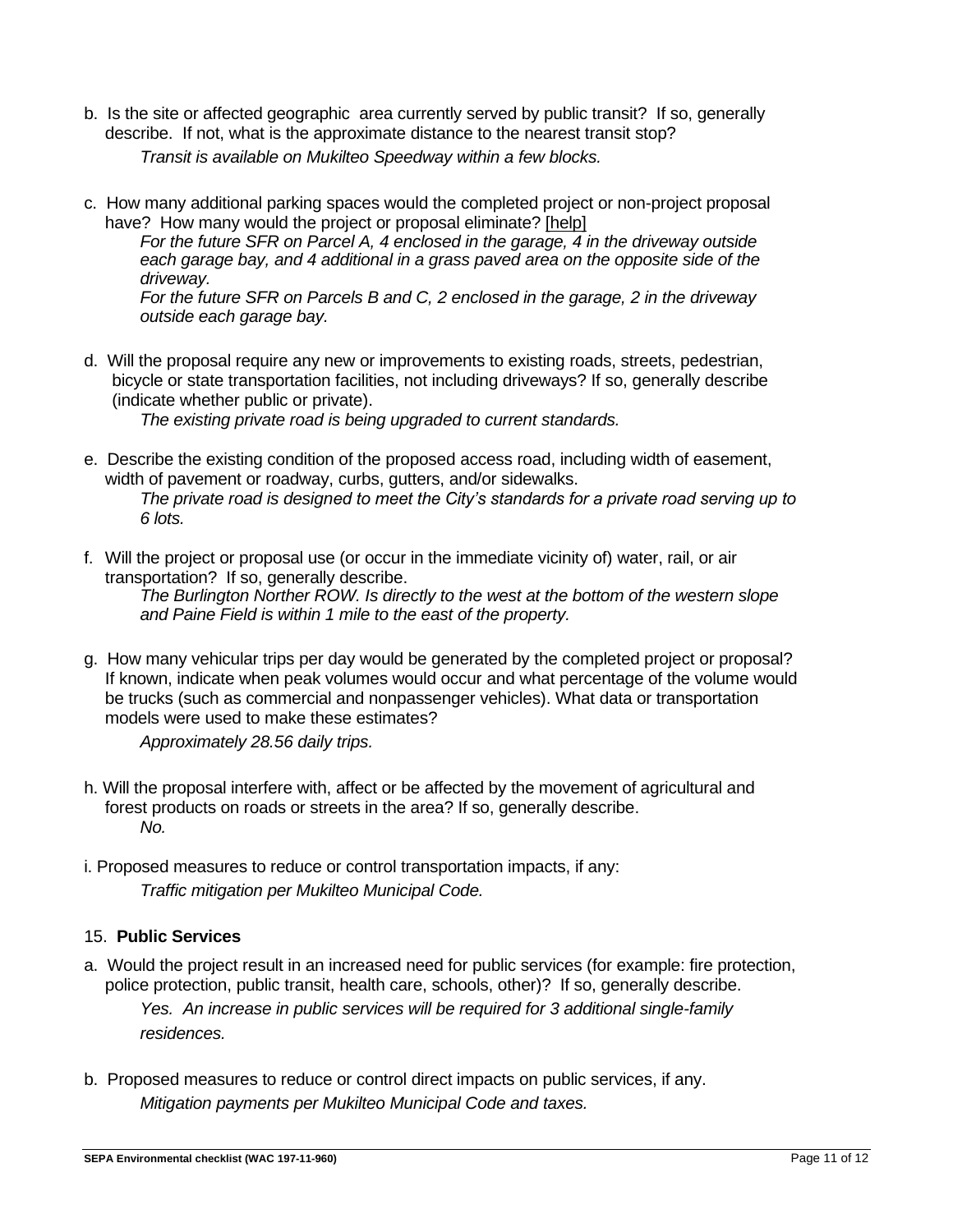b. Is the site or affected geographic area currently served by public transit? If so, generally describe. If not, what is the approximate distance to the nearest transit stop?

*Transit is available on Mukilteo Speedway within a few blocks.*

c. How many additional parking spaces would the completed project or non-project proposal have? How many would the project or proposal eliminate? [help]

*For the future SFR on Parcel A, 4 enclosed in the garage, 4 in the driveway outside each garage bay, and 4 additional in a grass paved area on the opposite side of the driveway.*

*For the future SFR on Parcels B and C, 2 enclosed in the garage, 2 in the driveway outside each garage bay.*

d. Will the proposal require any new or improvements to existing roads, streets, pedestrian, bicycle or state transportation facilities, not including driveways? If so, generally describe (indicate whether public or private).

*The existing private road is being upgraded to current standards.*

e. Describe the existing condition of the proposed access road, including width of easement, width of pavement or roadway, curbs, gutters, and/or sidewalks.

*The private road is designed to meet the City's standards for a private road serving up to 6 lots.*

f. Will the project or proposal use (or occur in the immediate vicinity of) water, rail, or air transportation? If so, generally describe.

*The Burlington Norther ROW. Is directly to the west at the bottom of the western slope and Paine Field is within 1 mile to the east of the property.*

g. How many vehicular trips per day would be generated by the completed project or proposal? If known, indicate when peak volumes would occur and what percentage of the volume would be trucks (such as commercial and nonpassenger vehicles). What data or transportation models were used to make these estimates?

*Approximately 28.56 daily trips.*

h. Will the proposal interfere with, affect or be affected by the movement of agricultural and forest products on roads or streets in the area? If so, generally describe.

*No.*

i. Proposed measures to reduce or control transportation impacts, if any:

*Traffic mitigation per Mukilteo Municipal Code.*

15. **Public Services**

a. Would the project result in an increased need for public services (for example: fire protection, police protection, public transit, health care, schools, other)? If so, generally describe.

*Yes. An increase in public services will be required for 3 additional single-family residences.*

b. Proposed measures to reduce or control direct impacts on public services, if any.

*Mitigation payments per Mukilteo Municipal Code and taxes.*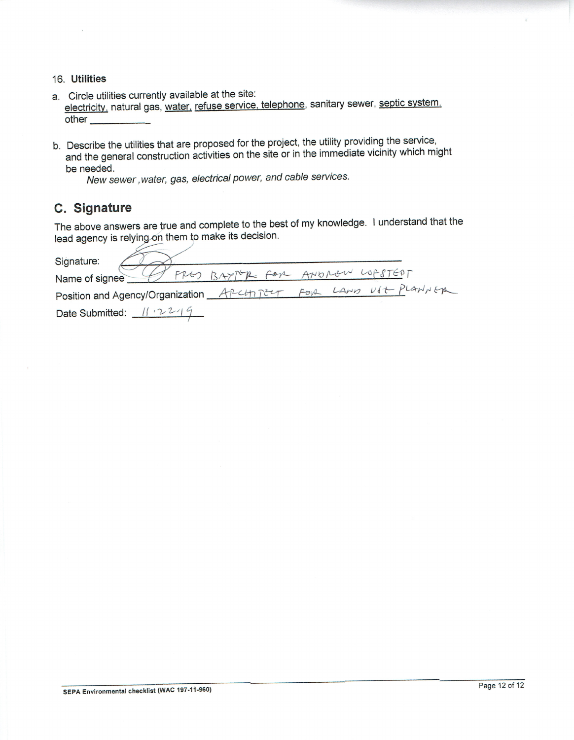16. **Utilities**

a. Circle utilities currently available at the site:
<u>electricity</u>, natural gas, <u>water</u>, <u>refuse service</u>, <u>telephone</u>, sanitary sewer, <u>septic system</u>, other ___________

b. Describe the utilities that are proposed for the project, the utility providing the service, and the general construction activities on the site or in the immediate vicinity which might be needed.

*New sewer ,water, gas, electrical power, and cable services.*

## C. Signature

The above answers are true and complete to the best of my knowledge. I understand that the lead agency is relying on them to make its decision.

Signature: [signature]

Name of signee: FRED BAYNER FOR ANDREW LOFSTEDT

Position and Agency/Organization: ARCHITECT FOR LAND USE PLANNER

Date Submitted: 11.22.19